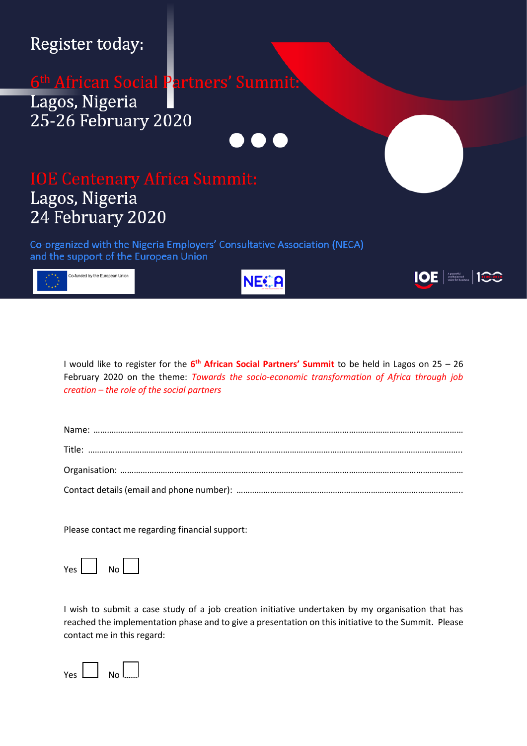Register today:

# 6th African Social Partners' Summit:

Lagos, Nigeria
25-26 February 2020

# IOE Centenary Africa Summit:

Lagos, Nigeria
24 February 2020

Co-organized with the Nigeria Employers' Consultative Association (NECA)
and the support of the European Union

Co-funded by the European Union

NECA

IOE | a powerful and balanced voice for business | 100

I would like to register for the **6th African Social Partners' Summit** to be held in Lagos on 25 – 26 February 2020 on the theme: *Towards the socio-economic transformation of Africa through job creation – the role of the social partners*

Name: ……………………………………………………………………………………………………………………………………………

Title: ……………………………………………………………………………………………………………………………………………..

Organisation: …………………………………………………………………………………………………………………………………

Contact details (email and phone number): ………………………………………………………………………………………..

Please contact me regarding financial support:

Yes ☐ No ☐

I wish to submit a case study of a job creation initiative undertaken by my organisation that has reached the implementation phase and to give a presentation on this initiative to the Summit. Please contact me in this regard:

Yes ☐ No ☐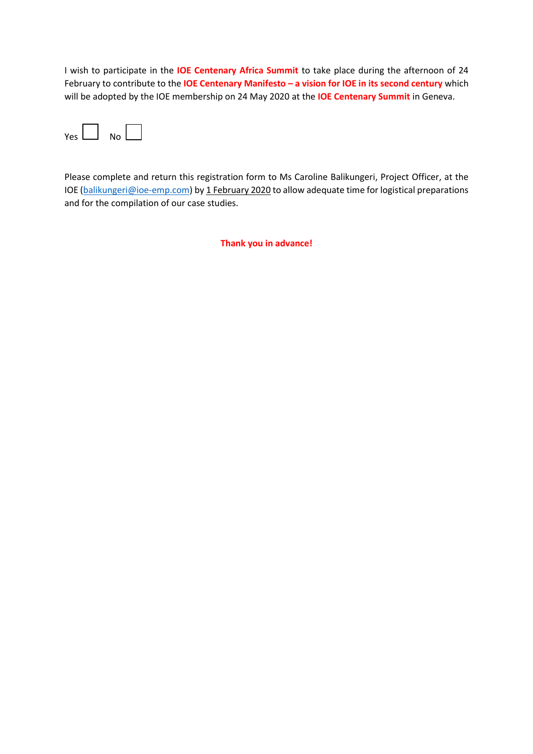I wish to participate in the **IOE Centenary Africa Summit** to take place during the afternoon of 24 February to contribute to the **IOE Centenary Manifesto – a vision for IOE in its second century** which will be adopted by the IOE membership on 24 May 2020 at the **IOE Centenary Summit** in Geneva.

Yes ☐ No ☐

Please complete and return this registration form to Ms Caroline Balikungeri, Project Officer, at the IOE (balikungeri@ioe-emp.com) by 1 February 2020 to allow adequate time for logistical preparations and for the compilation of our case studies.

**Thank you in advance!**